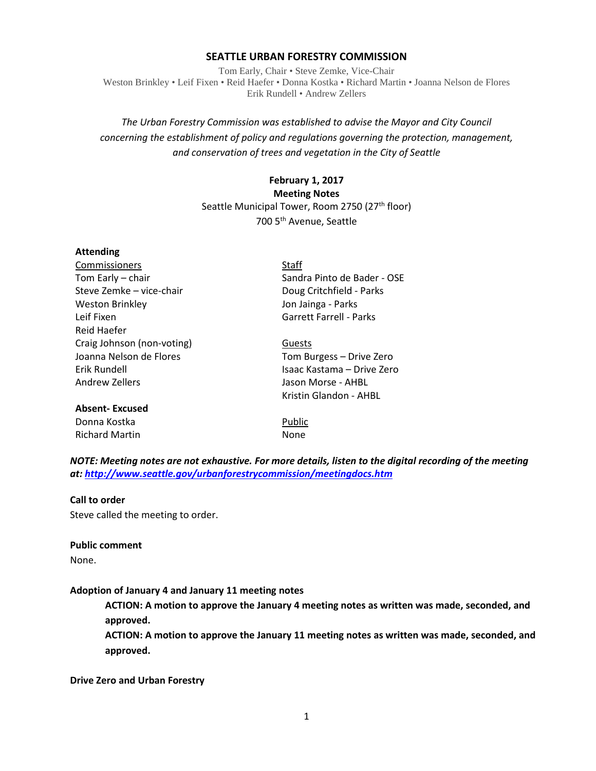# SEATTLE URBAN FORESTRY COMMISSION

Tom Early, Chair • Steve Zemke, Vice-Chair
Weston Brinkley • Leif Fixen • Reid Haefer • Donna Kostka • Richard Martin • Joanna Nelson de Flores
Erik Rundell • Andrew Zellers

*The Urban Forestry Commission was established to advise the Mayor and City Council concerning the establishment of policy and regulations governing the protection, management, and conservation of trees and vegetation in the City of Seattle*

**February 1, 2017**
**Meeting Notes**
Seattle Municipal Tower, Room 2750 (27th floor)
700 5th Avenue, Seattle

**Attending**

Commissioners
Tom Early – chair
Steve Zemke – vice-chair
Weston Brinkley
Leif Fixen
Reid Haefer
Craig Johnson (non-voting)
Joanna Nelson de Flores
Erik Rundell
Andrew Zellers

Staff
Sandra Pinto de Bader - OSE
Doug Critchfield - Parks
Jon Jainga - Parks
Garrett Farrell - Parks

Guests
Tom Burgess – Drive Zero
Isaac Kastama – Drive Zero
Jason Morse - AHBL
Kristin Glandon - AHBL

**Absent- Excused**
Donna Kostka
Richard Martin

Public
None

***NOTE: Meeting notes are not exhaustive. For more details, listen to the digital recording of the meeting at: http://www.seattle.gov/urbanforestrycommission/meetingdocs.htm***

**Call to order**
Steve called the meeting to order.

**Public comment**
None.

**Adoption of January 4 and January 11 meeting notes**

> **ACTION: A motion to approve the January 4 meeting notes as written was made, seconded, and approved.**
> **ACTION: A motion to approve the January 11 meeting notes as written was made, seconded, and approved.**

**Drive Zero and Urban Forestry**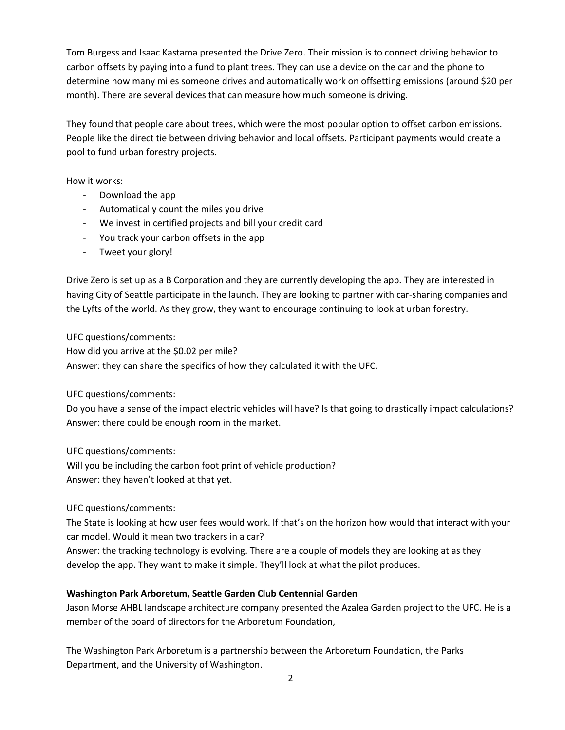Tom Burgess and Isaac Kastama presented the Drive Zero. Their mission is to connect driving behavior to carbon offsets by paying into a fund to plant trees. They can use a device on the car and the phone to determine how many miles someone drives and automatically work on offsetting emissions (around $20 per month). There are several devices that can measure how much someone is driving.

They found that people care about trees, which were the most popular option to offset carbon emissions. People like the direct tie between driving behavior and local offsets. Participant payments would create a pool to fund urban forestry projects.

How it works:

- Download the app
- Automatically count the miles you drive
- We invest in certified projects and bill your credit card
- You track your carbon offsets in the app
- Tweet your glory!

Drive Zero is set up as a B Corporation and they are currently developing the app. They are interested in having City of Seattle participate in the launch. They are looking to partner with car-sharing companies and the Lyfts of the world. As they grow, they want to encourage continuing to look at urban forestry.

UFC questions/comments:
How did you arrive at the $0.02 per mile?
Answer: they can share the specifics of how they calculated it with the UFC.

UFC questions/comments:
Do you have a sense of the impact electric vehicles will have? Is that going to drastically impact calculations?
Answer: there could be enough room in the market.

UFC questions/comments:
Will you be including the carbon foot print of vehicle production?
Answer: they haven't looked at that yet.

UFC questions/comments:
The State is looking at how user fees would work. If that's on the horizon how would that interact with your car model. Would it mean two trackers in a car?
Answer: the tracking technology is evolving. There are a couple of models they are looking at as they develop the app. They want to make it simple. They'll look at what the pilot produces.

**Washington Park Arboretum, Seattle Garden Club Centennial Garden**

Jason Morse AHBL landscape architecture company presented the Azalea Garden project to the UFC. He is a member of the board of directors for the Arboretum Foundation,

The Washington Park Arboretum is a partnership between the Arboretum Foundation, the Parks Department, and the University of Washington.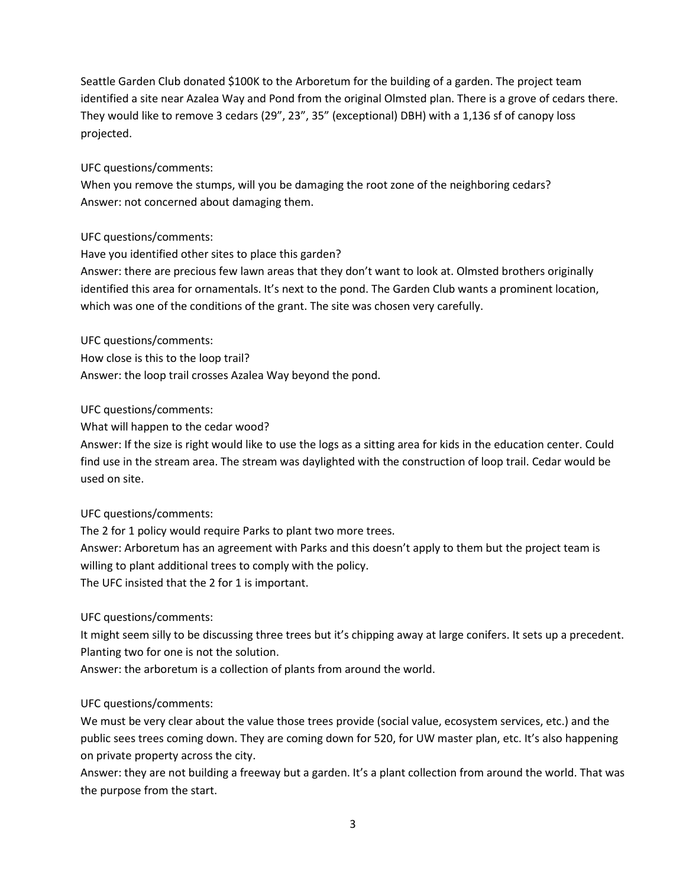Seattle Garden Club donated $100K to the Arboretum for the building of a garden. The project team identified a site near Azalea Way and Pond from the original Olmsted plan. There is a grove of cedars there. They would like to remove 3 cedars (29", 23", 35" (exceptional) DBH) with a 1,136 sf of canopy loss projected.

UFC questions/comments:
When you remove the stumps, will you be damaging the root zone of the neighboring cedars?
Answer: not concerned about damaging them.

UFC questions/comments:
Have you identified other sites to place this garden?
Answer: there are precious few lawn areas that they don't want to look at. Olmsted brothers originally identified this area for ornamentals. It's next to the pond. The Garden Club wants a prominent location, which was one of the conditions of the grant. The site was chosen very carefully.

UFC questions/comments:
How close is this to the loop trail?
Answer: the loop trail crosses Azalea Way beyond the pond.

UFC questions/comments:
What will happen to the cedar wood?
Answer: If the size is right would like to use the logs as a sitting area for kids in the education center. Could find use in the stream area. The stream was daylighted with the construction of loop trail. Cedar would be used on site.

UFC questions/comments:
The 2 for 1 policy would require Parks to plant two more trees.
Answer: Arboretum has an agreement with Parks and this doesn't apply to them but the project team is willing to plant additional trees to comply with the policy.
The UFC insisted that the 2 for 1 is important.

UFC questions/comments:
It might seem silly to be discussing three trees but it's chipping away at large conifers. It sets up a precedent. Planting two for one is not the solution.
Answer: the arboretum is a collection of plants from around the world.

UFC questions/comments:
We must be very clear about the value those trees provide (social value, ecosystem services, etc.) and the public sees trees coming down. They are coming down for 520, for UW master plan, etc. It's also happening on private property across the city.
Answer: they are not building a freeway but a garden. It's a plant collection from around the world. That was the purpose from the start.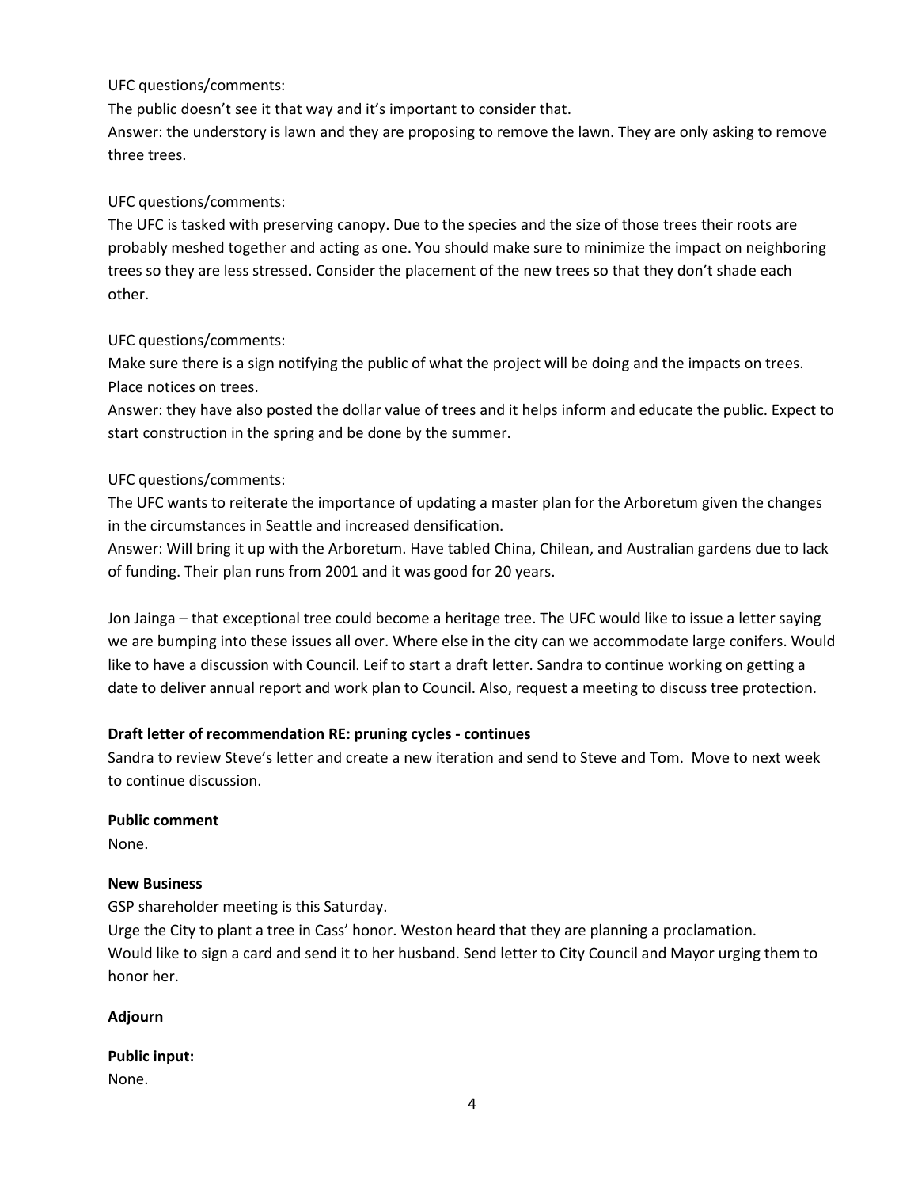UFC questions/comments:

The public doesn't see it that way and it's important to consider that.

Answer: the understory is lawn and they are proposing to remove the lawn. They are only asking to remove three trees.

UFC questions/comments:

The UFC is tasked with preserving canopy. Due to the species and the size of those trees their roots are probably meshed together and acting as one. You should make sure to minimize the impact on neighboring trees so they are less stressed. Consider the placement of the new trees so that they don't shade each other.

UFC questions/comments:

Make sure there is a sign notifying the public of what the project will be doing and the impacts on trees. Place notices on trees.

Answer: they have also posted the dollar value of trees and it helps inform and educate the public. Expect to start construction in the spring and be done by the summer.

UFC questions/comments:

The UFC wants to reiterate the importance of updating a master plan for the Arboretum given the changes in the circumstances in Seattle and increased densification.

Answer: Will bring it up with the Arboretum. Have tabled China, Chilean, and Australian gardens due to lack of funding. Their plan runs from 2001 and it was good for 20 years.

Jon Jainga – that exceptional tree could become a heritage tree. The UFC would like to issue a letter saying we are bumping into these issues all over. Where else in the city can we accommodate large conifers. Would like to have a discussion with Council. Leif to start a draft letter. Sandra to continue working on getting a date to deliver annual report and work plan to Council. Also, request a meeting to discuss tree protection.

**Draft letter of recommendation RE: pruning cycles - continues**

Sandra to review Steve's letter and create a new iteration and send to Steve and Tom. Move to next week to continue discussion.

**Public comment**

None.

**New Business**

GSP shareholder meeting is this Saturday.

Urge the City to plant a tree in Cass' honor. Weston heard that they are planning a proclamation.

Would like to sign a card and send it to her husband. Send letter to City Council and Mayor urging them to honor her.

**Adjourn**

**Public input:**

None.